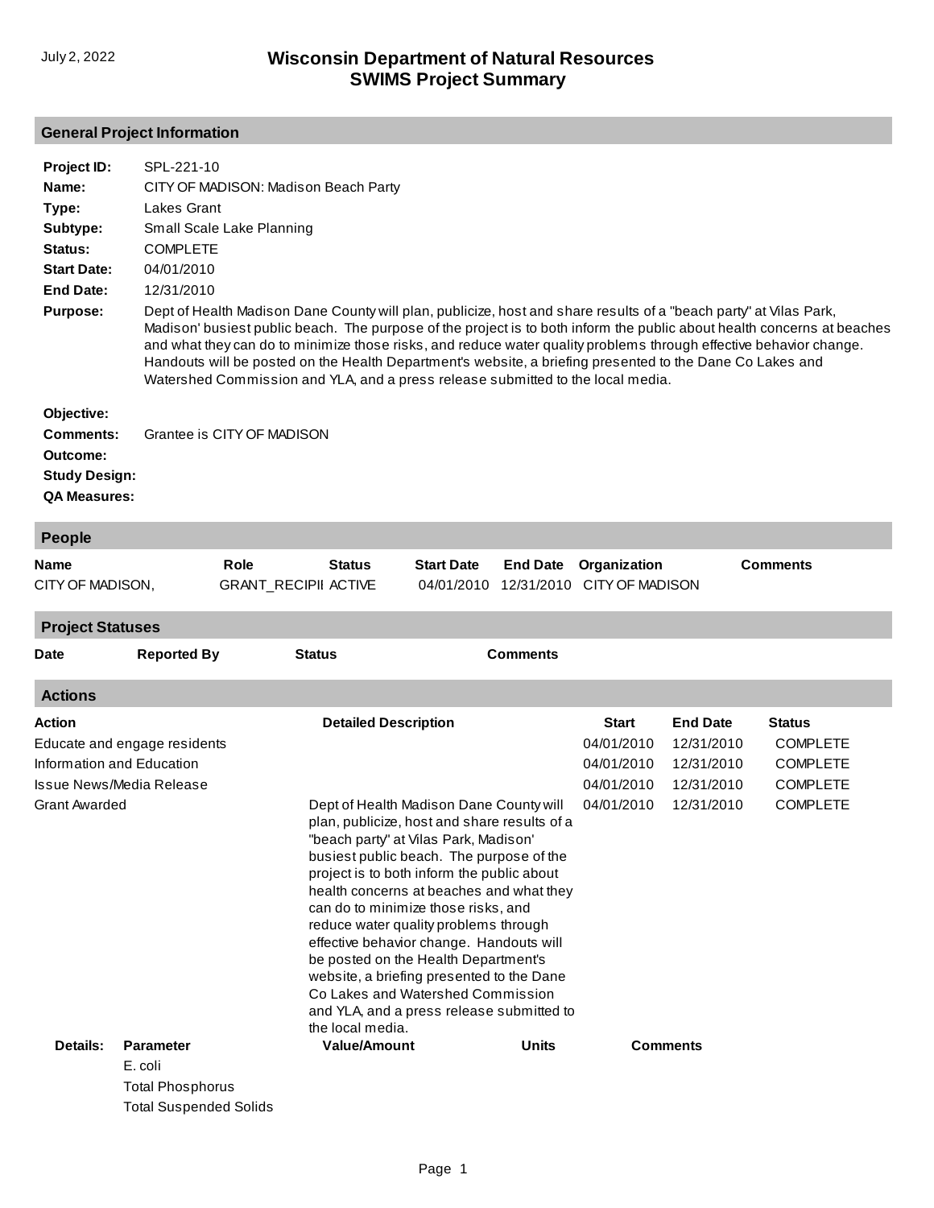July 2, 2022

# Wisconsin Department of Natural Resources
## SWIMS Project Summary

## General Project Information

**Project ID:** SPL-221-10

**Name:** CITY OF MADISON: Madison Beach Party

**Type:** Lakes Grant

**Subtype:** Small Scale Lake Planning

**Status:** COMPLETE

**Start Date:** 04/01/2010

**End Date:** 12/31/2010

**Purpose:** Dept of Health Madison Dane County will plan, publicize, host and share results of a "beach party" at Vilas Park, Madison' busiest public beach. The purpose of the project is to both inform the public about health concerns at beaches and what they can do to minimize those risks, and reduce water quality problems through effective behavior change. Handouts will be posted on the Health Department's website, a briefing presented to the Dane Co Lakes and Watershed Commission and YLA, and a press release submitted to the local media.

**Objective:**

**Comments:** Grantee is CITY OF MADISON

**Outcome:**

**Study Design:**

**QA Measures:**

## People

| Name | Role | Status | Start Date | End Date | Organization | Comments |
|---|---|---|---|---|---|---|
| CITY OF MADISON, | GRANT_RECIPII | ACTIVE | 04/01/2010 | 12/31/2010 | CITY OF MADISON | |

## Project Statuses

| Date | Reported By | Status | Comments |
|---|---|---|---|

## Actions

| Action | Detailed Description | Start | End Date | Status |
|---|---|---|---|---|
| Educate and engage residents | | 04/01/2010 | 12/31/2010 | COMPLETE |
| Information and Education | | 04/01/2010 | 12/31/2010 | COMPLETE |
| Issue News/Media Release | | 04/01/2010 | 12/31/2010 | COMPLETE |
| Grant Awarded | Dept of Health Madison Dane County will plan, publicize, host and share results of a "beach party" at Vilas Park, Madison' busiest public beach. The purpose of the project is to both inform the public about health concerns at beaches and what they can do to minimize those risks, and reduce water quality problems through effective behavior change. Handouts will be posted on the Health Department's website, a briefing presented to the Dane Co Lakes and Watershed Commission and YLA, and a press release submitted to the local media. | 04/01/2010 | 12/31/2010 | COMPLETE |

**Details:**

| Parameter | Value/Amount | Units | Comments |
|---|---|---|---|
| E. coli | | | |
| Total Phosphorus | | | |
| Total Suspended Solids | | | |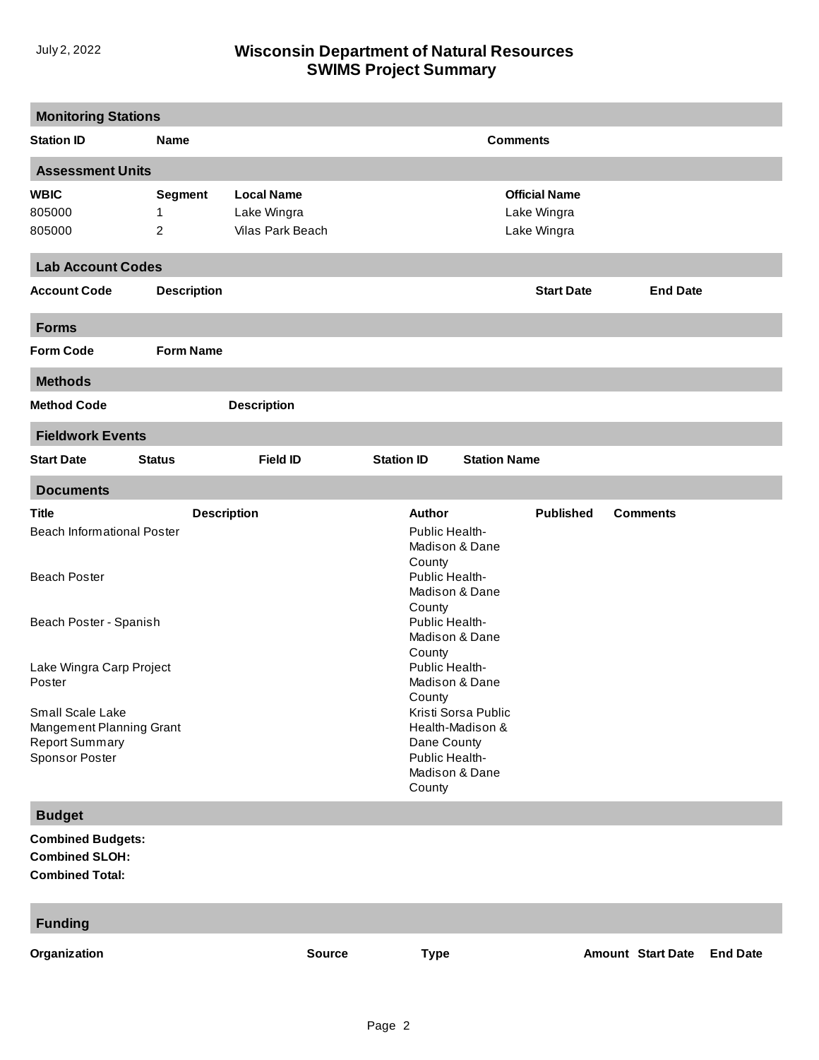## Monitoring Stations

| Station ID | Name | Comments |
|---|---|---|

## Assessment Units

| WBIC | Segment | Local Name | Official Name |
|---|---|---|---|
| 805000 | 1 | Lake Wingra | Lake Wingra |
| 805000 | 2 | Vilas Park Beach | Lake Wingra |

## Lab Account Codes

| Account Code | Description | Start Date | End Date |
|---|---|---|---|

## Forms

| Form Code | Form Name |
|---|---|

## Methods

| Method Code | Description |
|---|---|

## Fieldwork Events

| Start Date | Status | Field ID | Station ID | Station Name |
|---|---|---|---|---|

## Documents

| Title | Description | Author | Published | Comments |
|---|---|---|---|---|
| Beach Informational Poster | | Public Health-Madison & Dane County | | |
| Beach Poster | | Public Health-Madison & Dane County | | |
| Beach Poster - Spanish | | Public Health-Madison & Dane County | | |
| Lake Wingra Carp Project Poster | | Public Health-Madison & Dane County | | |
| Small Scale Lake Mangement Planning Grant Report Summary | | Kristi Sorsa Public Health-Madison & Dane County | | |
| Sponsor Poster | | Public Health-Madison & Dane County | | |

## Budget

**Combined Budgets:**

**Combined SLOH:**

**Combined Total:**

## Funding

| Organization | Source | Type | Amount | Start Date | End Date |
|---|---|---|---|---|---|